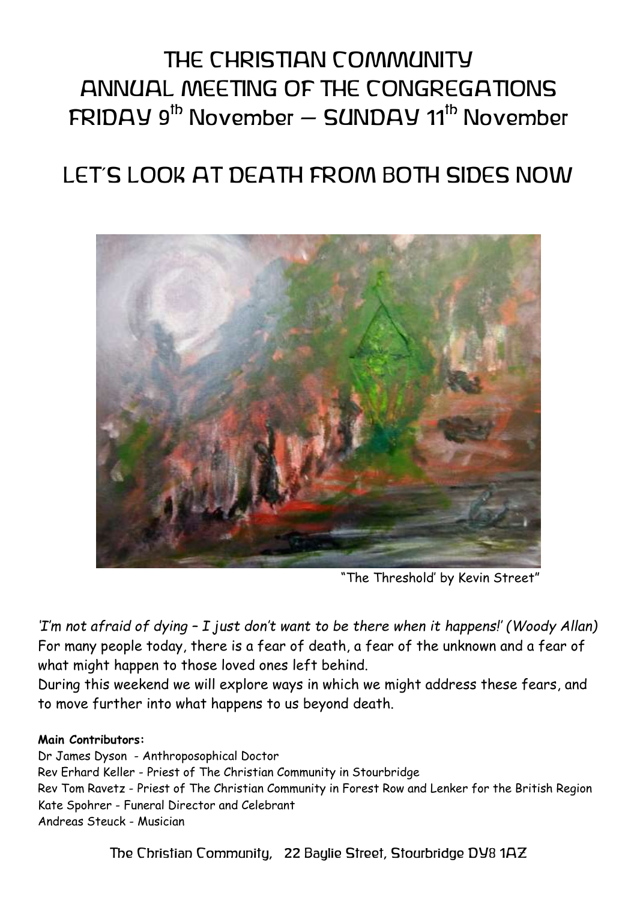# THE CHRISTIAN COMMUNITY ANNUAL MEETING OF THE CONGREGATIONS FRIDAY 9th November – SUNDAY 11th November

# LET'S LOOK AT DEATH FROM BOTH SIDES NOW

"The Threshold' by Kevin Street"

*'I'm not afraid of dying – I just don't want to be there when it happens!' (Woody Allan)*
For many people today, there is a fear of death, a fear of the unknown and a fear of what might happen to those loved ones left behind.
During this weekend we will explore ways in which we might address these fears, and to move further into what happens to us beyond death.

**Main Contributors:**
Dr James Dyson - Anthroposophical Doctor
Rev Erhard Keller - Priest of The Christian Community in Stourbridge
Rev Tom Ravetz - Priest of The Christian Community in Forest Row and Lenker for the British Region
Kate Spohrer - Funeral Director and Celebrant
Andreas Steuck - Musician

The Christian Community, 22 Baylie Street, Stourbridge DY8 1AZ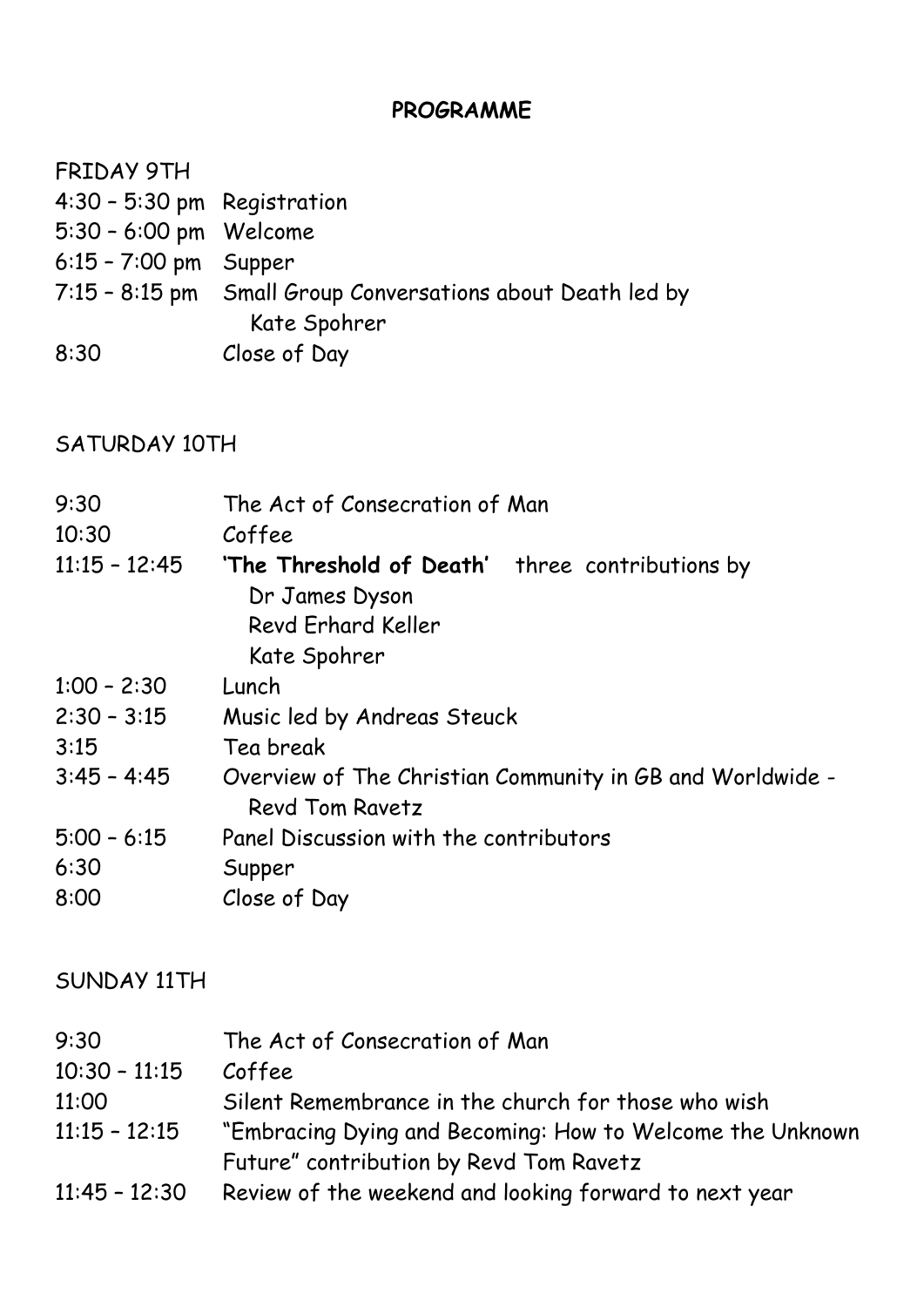## PROGRAMME

### FRIDAY 9TH

| | |
|---|---|
| 4:30 – 5:30 pm | Registration |
| 5:30 – 6:00 pm | Welcome |
| 6:15 – 7:00 pm | Supper |
| 7:15 – 8:15 pm | Small Group Conversations about Death led by Kate Spohrer |
| 8:30 | Close of Day |

### SATURDAY 10TH

| | |
|---|---|
| 9:30 | The Act of Consecration of Man |
| 10:30 | Coffee |
| 11:15 – 12:45 | **'The Threshold of Death'** three contributions by Dr James Dyson, Revd Erhard Keller, Kate Spohrer |
| 1:00 – 2:30 | Lunch |
| 2:30 – 3:15 | Music led by Andreas Steuck |
| 3:15 | Tea break |
| 3:45 – 4:45 | Overview of The Christian Community in GB and Worldwide - Revd Tom Ravetz |
| 5:00 – 6:15 | Panel Discussion with the contributors |
| 6:30 | Supper |
| 8:00 | Close of Day |

### SUNDAY 11TH

| | |
|---|---|
| 9:30 | The Act of Consecration of Man |
| 10:30 – 11:15 | Coffee |
| 11:00 | Silent Remembrance in the church for those who wish |
| 11:15 – 12:15 | "Embracing Dying and Becoming: How to Welcome the Unknown Future" contribution by Revd Tom Ravetz |
| 11:45 – 12:30 | Review of the weekend and looking forward to next year |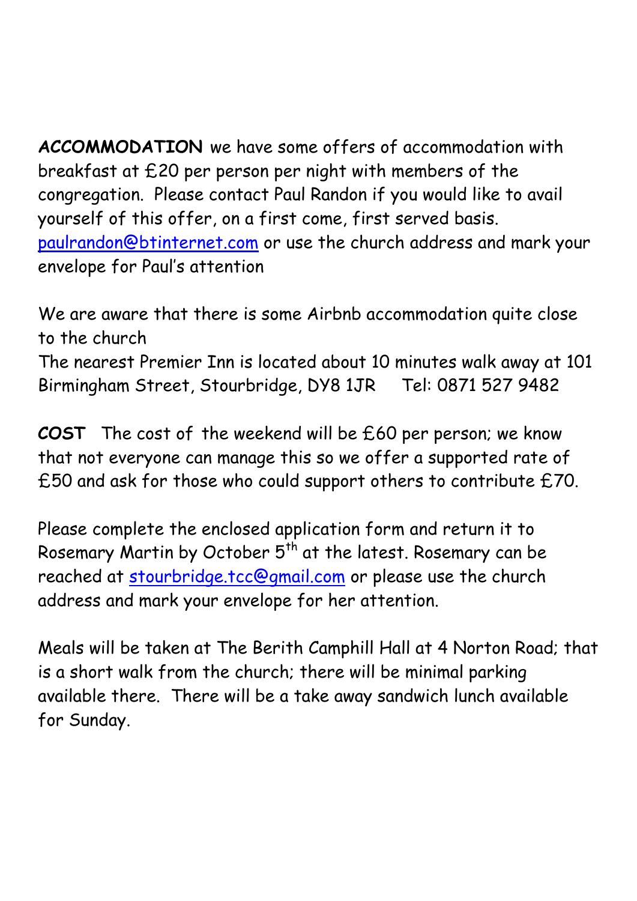**ACCOMMODATION** we have some offers of accommodation with breakfast at £20 per person per night with members of the congregation. Please contact Paul Randon if you would like to avail yourself of this offer, on a first come, first served basis. paulrandon@btinternet.com or use the church address and mark your envelope for Paul's attention

We are aware that there is some Airbnb accommodation quite close to the church
The nearest Premier Inn is located about 10 minutes walk away at 101 Birmingham Street, Stourbridge, DY8 1JR Tel: 0871 527 9482

**COST** The cost of the weekend will be £60 per person; we know that not everyone can manage this so we offer a supported rate of £50 and ask for those who could support others to contribute £70.

Please complete the enclosed application form and return it to Rosemary Martin by October 5th at the latest. Rosemary can be reached at stourbridge.tcc@gmail.com or please use the church address and mark your envelope for her attention.

Meals will be taken at The Berith Camphill Hall at 4 Norton Road; that is a short walk from the church; there will be minimal parking available there. There will be a take away sandwich lunch available for Sunday.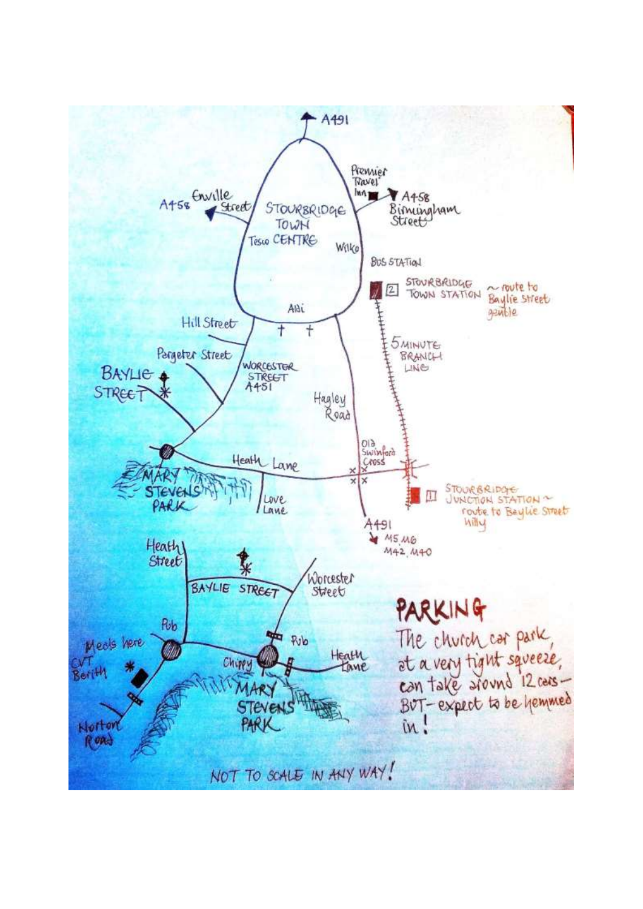A491

Premier Travel Inn

A458 Birmingham Street

A458 Enville Street

STOURBRIDGE TOWN CENTRE

Tesco

Wilko

BUS STATION

[2] STOURBRIDGE TOWN STATION ~ route to Baylie Street gentle

Aldi

Hill Street

Pargeter Street

BAYLIE STREET

WORCESTER STREET A451

5 MINUTE BRANCH LINE

Hagley Road

Old Swinford Cross

Heath Lane

MARY STEVENS PARK

Love Lane

[1] STOURBRIDGE JUNCTION STATION ~ route to Baylie Street hilly

A491 M5 M6 M42 M40

Heath Street

BAYLIE STREET

Worcester Street

Pub

Pub

Meals here

CVT Berith

Chippy

Heath Lane

MARY STEVENS PARK

Norton Road

## PARKING

The church car park, at a very tight squeeze, can take around 12 cars — BUT — expect to be hemmed in!

NOT TO SCALE IN ANY WAY!